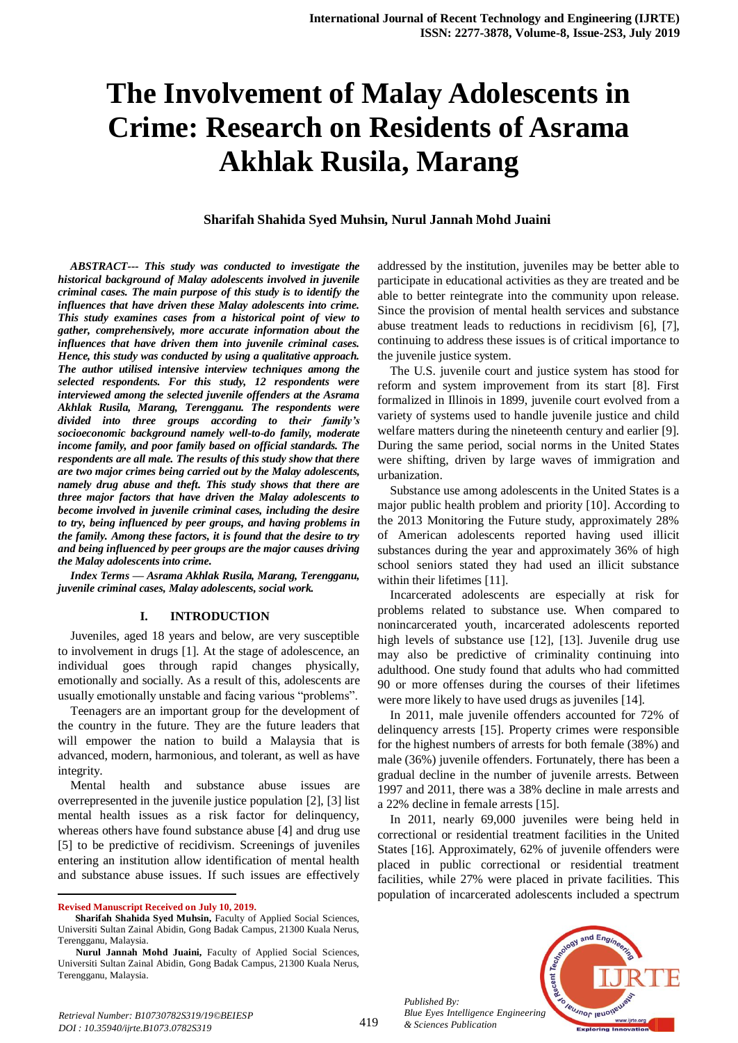# The Involvement of Malay Adolescents in Crime: Research on Residents of Asrama Akhlak Rusila, Marang

**Sharifah Shahida Syed Muhsin, Nurul Jannah Mohd Juaini**

***ABSTRACT--- This study was conducted to investigate the historical background of Malay adolescents involved in juvenile criminal cases. The main purpose of this study is to identify the influences that have driven these Malay adolescents into crime. This study examines cases from a historical point of view to gather, comprehensively, more accurate information about the influences that have driven them into juvenile criminal cases. Hence, this study was conducted by using a qualitative approach. The author utilised intensive interview techniques among the selected respondents. For this study, 12 respondents were interviewed among the selected juvenile offenders at the Asrama Akhlak Rusila, Marang, Terengganu. The respondents were divided into three groups according to their family's socioeconomic background namely well-to-do family, moderate income family, and poor family based on official standards. The respondents are all male. The results of this study show that there are two major crimes being carried out by the Malay adolescents, namely drug abuse and theft. This study shows that there are three major factors that have driven the Malay adolescents to become involved in juvenile criminal cases, including the desire to try, being influenced by peer groups, and having problems in the family. Among these factors, it is found that the desire to try and being influenced by peer groups are the major causes driving the Malay adolescents into crime.***

***Index Terms — Asrama Akhlak Rusila, Marang, Terengganu, juvenile criminal cases, Malay adolescents, social work.***

## I. INTRODUCTION

Juveniles, aged 18 years and below, are very susceptible to involvement in drugs [1]. At the stage of adolescence, an individual goes through rapid changes physically, emotionally and socially. As a result of this, adolescents are usually emotionally unstable and facing various "problems".

Teenagers are an important group for the development of the country in the future. They are the future leaders that will empower the nation to build a Malaysia that is advanced, modern, harmonious, and tolerant, as well as have integrity.

Mental health and substance abuse issues are overrepresented in the juvenile justice population [2], [3] list mental health issues as a risk factor for delinquency, whereas others have found substance abuse [4] and drug use [5] to be predictive of recidivism. Screenings of juveniles entering an institution allow identification of mental health and substance abuse issues. If such issues are effectively addressed by the institution, juveniles may be better able to participate in educational activities as they are treated and be able to better reintegrate into the community upon release. Since the provision of mental health services and substance abuse treatment leads to reductions in recidivism [6], [7], continuing to address these issues is of critical importance to the juvenile justice system.

The U.S. juvenile court and justice system has stood for reform and system improvement from its start [8]. First formalized in Illinois in 1899, juvenile court evolved from a variety of systems used to handle juvenile justice and child welfare matters during the nineteenth century and earlier [9]. During the same period, social norms in the United States were shifting, driven by large waves of immigration and urbanization.

Substance use among adolescents in the United States is a major public health problem and priority [10]. According to the 2013 Monitoring the Future study, approximately 28% of American adolescents reported having used illicit substances during the year and approximately 36% of high school seniors stated they had used an illicit substance within their lifetimes [11].

Incarcerated adolescents are especially at risk for problems related to substance use. When compared to nonincarcerated youth, incarcerated adolescents reported high levels of substance use [12], [13]. Juvenile drug use may also be predictive of criminality continuing into adulthood. One study found that adults who had committed 90 or more offenses during the courses of their lifetimes were more likely to have used drugs as juveniles [14].

In 2011, male juvenile offenders accounted for 72% of delinquency arrests [15]. Property crimes were responsible for the highest numbers of arrests for both female (38%) and male (36%) juvenile offenders. Fortunately, there has been a gradual decline in the number of juvenile arrests. Between 1997 and 2011, there was a 38% decline in male arrests and a 22% decline in female arrests [15].

In 2011, nearly 69,000 juveniles were being held in correctional or residential treatment facilities in the United States [16]. Approximately, 62% of juvenile offenders were placed in public correctional or residential treatment facilities, while 27% were placed in private facilities. This population of incarcerated adolescents included a spectrum

---

**Revised Manuscript Received on July 10, 2019.**

**Sharifah Shahida Syed Muhsin,** Faculty of Applied Social Sciences, Universiti Sultan Zainal Abidin, Gong Badak Campus, 21300 Kuala Nerus, Terengganu, Malaysia.

**Nurul Jannah Mohd Juaini,** Faculty of Applied Social Sciences, Universiti Sultan Zainal Abidin, Gong Badak Campus, 21300 Kuala Nerus, Terengganu, Malaysia.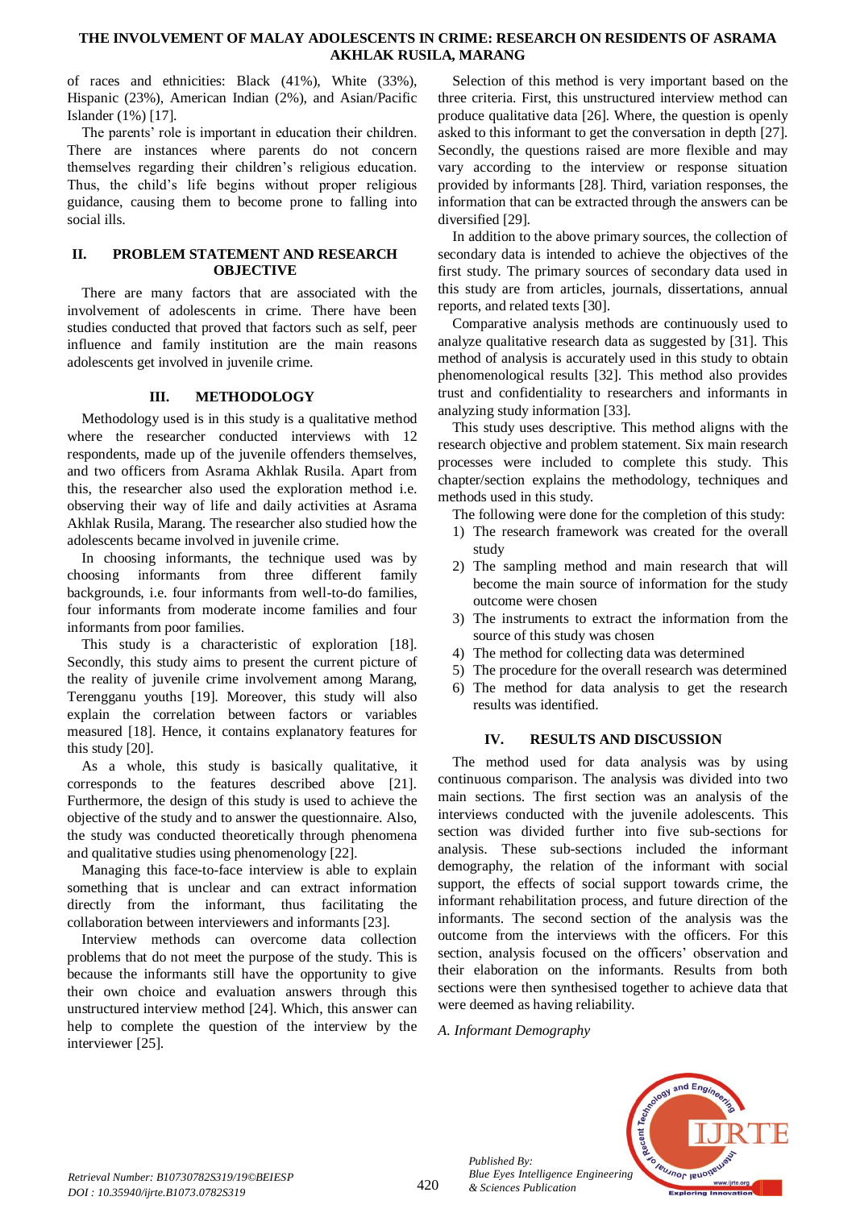of races and ethnicities: Black (41%), White (33%), Hispanic (23%), American Indian (2%), and Asian/Pacific Islander (1%) [17].

The parents' role is important in education their children. There are instances where parents do not concern themselves regarding their children's religious education. Thus, the child's life begins without proper religious guidance, causing them to become prone to falling into social ills.

## II. PROBLEM STATEMENT AND RESEARCH OBJECTIVE

There are many factors that are associated with the involvement of adolescents in crime. There have been studies conducted that proved that factors such as self, peer influence and family institution are the main reasons adolescents get involved in juvenile crime.

## III. METHODOLOGY

Methodology used is in this study is a qualitative method where the researcher conducted interviews with 12 respondents, made up of the juvenile offenders themselves, and two officers from Asrama Akhlak Rusila. Apart from this, the researcher also used the exploration method i.e. observing their way of life and daily activities at Asrama Akhlak Rusila, Marang. The researcher also studied how the adolescents became involved in juvenile crime.

In choosing informants, the technique used was by choosing informants from three different family backgrounds, i.e. four informants from well-to-do families, four informants from moderate income families and four informants from poor families.

This study is a characteristic of exploration [18]. Secondly, this study aims to present the current picture of the reality of juvenile crime involvement among Marang, Terengganu youths [19]. Moreover, this study will also explain the correlation between factors or variables measured [18]. Hence, it contains explanatory features for this study [20].

As a whole, this study is basically qualitative, it corresponds to the features described above [21]. Furthermore, the design of this study is used to achieve the objective of the study and to answer the questionnaire. Also, the study was conducted theoretically through phenomena and qualitative studies using phenomenology [22].

Managing this face-to-face interview is able to explain something that is unclear and can extract information directly from the informant, thus facilitating the collaboration between interviewers and informants [23].

Interview methods can overcome data collection problems that do not meet the purpose of the study. This is because the informants still have the opportunity to give their own choice and evaluation answers through this unstructured interview method [24]. Which, this answer can help to complete the question of the interview by the interviewer [25].

Selection of this method is very important based on the three criteria. First, this unstructured interview method can produce qualitative data [26]. Where, the question is openly asked to this informant to get the conversation in depth [27]. Secondly, the questions raised are more flexible and may vary according to the interview or response situation provided by informants [28]. Third, variation responses, the information that can be extracted through the answers can be diversified [29].

In addition to the above primary sources, the collection of secondary data is intended to achieve the objectives of the first study. The primary sources of secondary data used in this study are from articles, journals, dissertations, annual reports, and related texts [30].

Comparative analysis methods are continuously used to analyze qualitative research data as suggested by [31]. This method of analysis is accurately used in this study to obtain phenomenological results [32]. This method also provides trust and confidentiality to researchers and informants in analyzing study information [33].

This study uses descriptive. This method aligns with the research objective and problem statement. Six main research processes were included to complete this study. This chapter/section explains the methodology, techniques and methods used in this study.

The following were done for the completion of this study:

1) The research framework was created for the overall study
2) The sampling method and main research that will become the main source of information for the study outcome were chosen
3) The instruments to extract the information from the source of this study was chosen
4) The method for collecting data was determined
5) The procedure for the overall research was determined
6) The method for data analysis to get the research results was identified.

## IV. RESULTS AND DISCUSSION

The method used for data analysis was by using continuous comparison. The analysis was divided into two main sections. The first section was an analysis of the interviews conducted with the juvenile adolescents. This section was divided further into five sub-sections for analysis. These sub-sections included the informant demography, the relation of the informant with social support, the effects of social support towards crime, the informant rehabilitation process, and future direction of the informants. The second section of the analysis was the outcome from the interviews with the officers. For this section, analysis focused on the officers' observation and their elaboration on the informants. Results from both sections were then synthesised together to achieve data that were deemed as having reliability.

### *A. Informant Demography*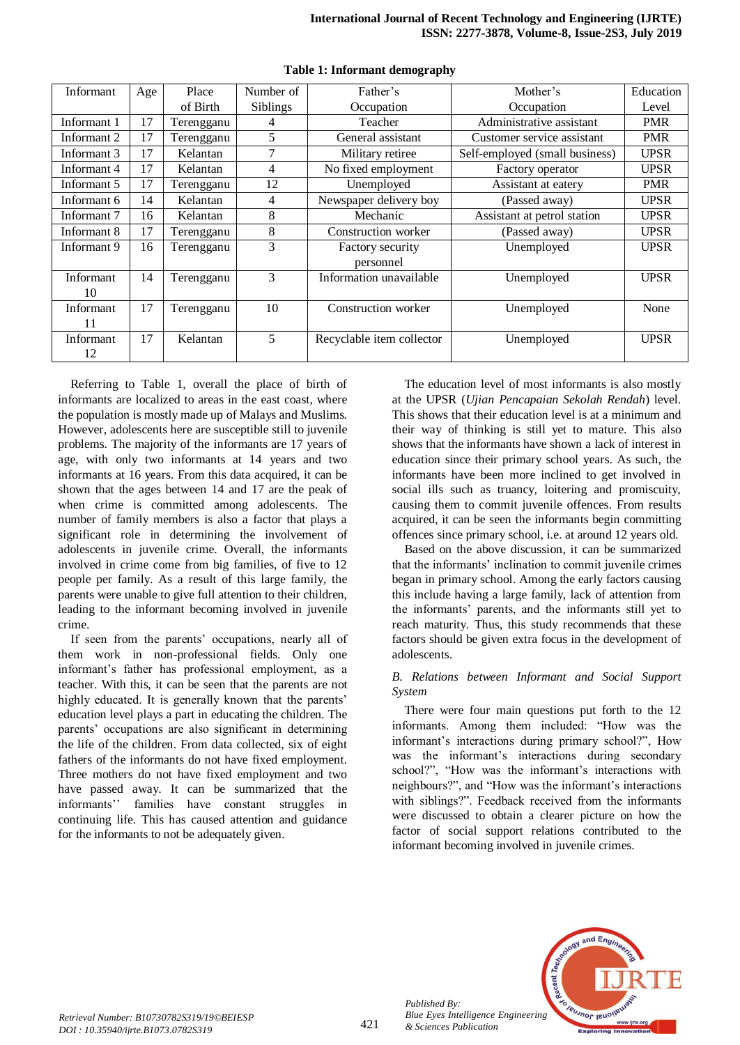**Table 1: Informant demography**

| Informant | Age | Place of Birth | Number of Siblings | Father's Occupation | Mother's Occupation | Education Level |
|---|---|---|---|---|---|---|
| Informant 1 | 17 | Terengganu | 4 | Teacher | Administrative assistant | PMR |
| Informant 2 | 17 | Terengganu | 5 | General assistant | Customer service assistant | PMR |
| Informant 3 | 17 | Kelantan | 7 | Military retiree | Self-employed (small business) | UPSR |
| Informant 4 | 17 | Kelantan | 4 | No fixed employment | Factory operator | UPSR |
| Informant 5 | 17 | Terengganu | 12 | Unemployed | Assistant at eatery | PMR |
| Informant 6 | 14 | Kelantan | 4 | Newspaper delivery boy | (Passed away) | UPSR |
| Informant 7 | 16 | Kelantan | 8 | Mechanic | Assistant at petrol station | UPSR |
| Informant 8 | 17 | Terengganu | 8 | Construction worker | (Passed away) | UPSR |
| Informant 9 | 16 | Terengganu | 3 | Factory security personnel | Unemployed | UPSR |
| Informant 10 | 14 | Terengganu | 3 | Information unavailable | Unemployed | UPSR |
| Informant 11 | 17 | Terengganu | 10 | Construction worker | Unemployed | None |
| Informant 12 | 17 | Kelantan | 5 | Recyclable item collector | Unemployed | UPSR |

Referring to Table 1, overall the place of birth of informants are localized to areas in the east coast, where the population is mostly made up of Malays and Muslims. However, adolescents here are susceptible still to juvenile problems. The majority of the informants are 17 years of age, with only two informants at 14 years and two informants at 16 years. From this data acquired, it can be shown that the ages between 14 and 17 are the peak of when crime is committed among adolescents. The number of family members is also a factor that plays a significant role in determining the involvement of adolescents in juvenile crime. Overall, the informants involved in crime come from big families, of five to 12 people per family. As a result of this large family, the parents were unable to give full attention to their children, leading to the informant becoming involved in juvenile crime.

If seen from the parents' occupations, nearly all of them work in non-professional fields. Only one informant's father has professional employment, as a teacher. With this, it can be seen that the parents are not highly educated. It is generally known that the parents' education level plays a part in educating the children. The parents' occupations are also significant in determining the life of the children. From data collected, six of eight fathers of the informants do not have fixed employment. Three mothers do not have fixed employment and two have passed away. It can be summarized that the informants'' families have constant struggles in continuing life. This has caused attention and guidance for the informants to not be adequately given.

The education level of most informants is also mostly at the UPSR (*Ujian Pencapaian Sekolah Rendah*) level. This shows that their education level is at a minimum and their way of thinking is still yet to mature. This also shows that the informants have shown a lack of interest in education since their primary school years. As such, the informants have been more inclined to get involved in social ills such as truancy, loitering and promiscuity, causing them to commit juvenile offences. From results acquired, it can be seen the informants begin committing offences since primary school, i.e. at around 12 years old.

Based on the above discussion, it can be summarized that the informants' inclination to commit juvenile crimes began in primary school. Among the early factors causing this include having a large family, lack of attention from the informants' parents, and the informants still yet to reach maturity. Thus, this study recommends that these factors should be given extra focus in the development of adolescents.

### *B. Relations between Informant and Social Support System*

There were four main questions put forth to the 12 informants. Among them included: "How was the informant's interactions during primary school?", How was the informant's interactions during secondary school?", "How was the informant's interactions with neighbours?", and "How was the informant's interactions with siblings?". Feedback received from the informants were discussed to obtain a clearer picture on how the factor of social support relations contributed to the informant becoming involved in juvenile crimes.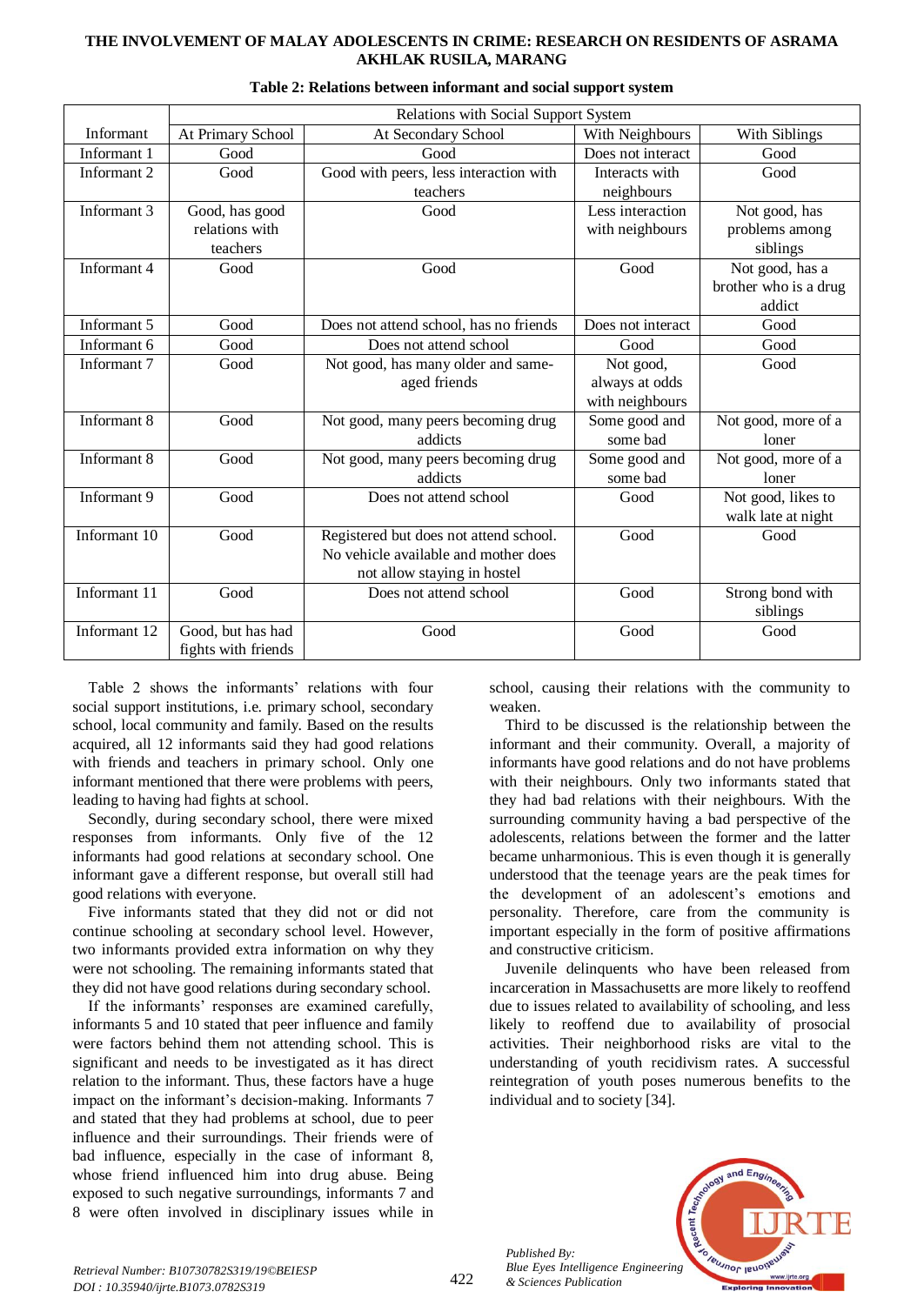**Table 2: Relations between informant and social support system**

| Informant | Relations with Social Support System | | | |
|---|---|---|---|---|
| | At Primary School | At Secondary School | With Neighbours | With Siblings |
| Informant 1 | Good | Good | Does not interact | Good |
| Informant 2 | Good | Good with peers, less interaction with teachers | Interacts with neighbours | Good |
| Informant 3 | Good, has good relations with teachers | Good | Less interaction with neighbours | Not good, has problems among siblings |
| Informant 4 | Good | Good | Good | Not good, has a brother who is a drug addict |
| Informant 5 | Good | Does not attend school, has no friends | Does not interact | Good |
| Informant 6 | Good | Does not attend school | Good | Good |
| Informant 7 | Good | Not good, has many older and same-aged friends | Not good, always at odds with neighbours | Good |
| Informant 8 | Good | Not good, many peers becoming drug addicts | Some good and some bad | Not good, more of a loner |
| Informant 8 | Good | Not good, many peers becoming drug addicts | Some good and some bad | Not good, more of a loner |
| Informant 9 | Good | Does not attend school | Good | Not good, likes to walk late at night |
| Informant 10 | Good | Registered but does not attend school. No vehicle available and mother does not allow staying in hostel | Good | Good |
| Informant 11 | Good | Does not attend school | Good | Strong bond with siblings |
| Informant 12 | Good, but has had fights with friends | Good | Good | Good |

Table 2 shows the informants' relations with four social support institutions, i.e. primary school, secondary school, local community and family. Based on the results acquired, all 12 informants said they had good relations with friends and teachers in primary school. Only one informant mentioned that there were problems with peers, leading to having had fights at school.

Secondly, during secondary school, there were mixed responses from informants. Only five of the 12 informants had good relations at secondary school. One informant gave a different response, but overall still had good relations with everyone.

Five informants stated that they did not or did not continue schooling at secondary school level. However, two informants provided extra information on why they were not schooling. The remaining informants stated that they did not have good relations during secondary school.

If the informants' responses are examined carefully, informants 5 and 10 stated that peer influence and family were factors behind them not attending school. This is significant and needs to be investigated as it has direct relation to the informant. Thus, these factors have a huge impact on the informant's decision-making. Informants 7 and stated that they had problems at school, due to peer influence and their surroundings. Their friends were of bad influence, especially in the case of informant 8, whose friend influenced him into drug abuse. Being exposed to such negative surroundings, informants 7 and 8 were often involved in disciplinary issues while in school, causing their relations with the community to weaken.

Third to be discussed is the relationship between the informant and their community. Overall, a majority of informants have good relations and do not have problems with their neighbours. Only two informants stated that they had bad relations with their neighbours. With the surrounding community having a bad perspective of the adolescents, relations between the former and the latter became unharmonious. This is even though it is generally understood that the teenage years are the peak times for the development of an adolescent's emotions and personality. Therefore, care from the community is important especially in the form of positive affirmations and constructive criticism.

Juvenile delinquents who have been released from incarceration in Massachusetts are more likely to reoffend due to issues related to availability of schooling, and less likely to reoffend due to availability of prosocial activities. Their neighborhood risks are vital to the understanding of youth recidivism rates. A successful reintegration of youth poses numerous benefits to the individual and to society [34].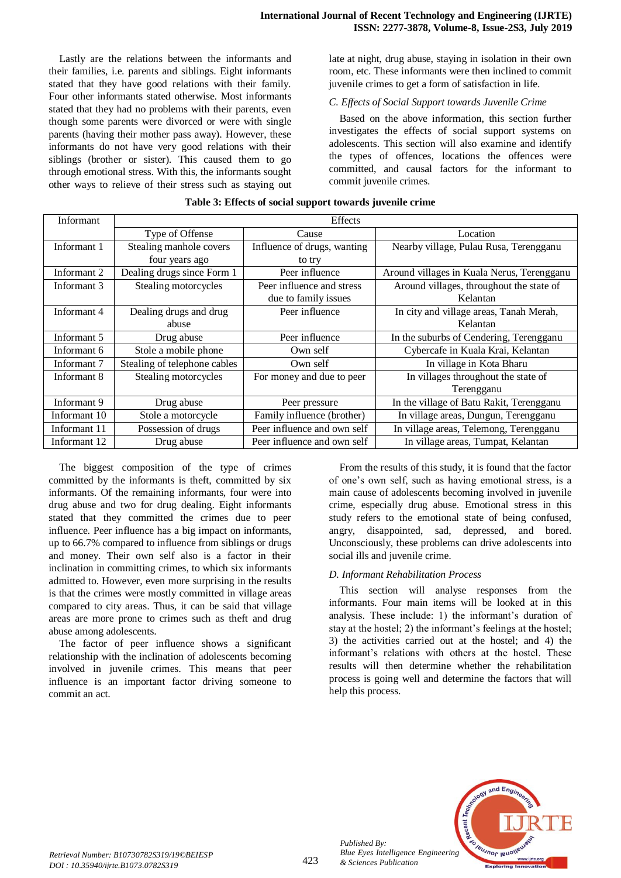Lastly are the relations between the informants and their families, i.e. parents and siblings. Eight informants stated that they have good relations with their family. Four other informants stated otherwise. Most informants stated that they had no problems with their parents, even though some parents were divorced or were with single parents (having their mother pass away). However, these informants do not have very good relations with their siblings (brother or sister). This caused them to go through emotional stress. With this, the informants sought other ways to relieve of their stress such as staying out late at night, drug abuse, staying in isolation in their own room, etc. These informants were then inclined to commit juvenile crimes to get a form of satisfaction in life.

### *C. Effects of Social Support towards Juvenile Crime*

Based on the above information, this section further investigates the effects of social support systems on adolescents. This section will also examine and identify the types of offences, locations the offences were committed, and causal factors for the informant to commit juvenile crimes.

**Table 3: Effects of social support towards juvenile crime**

| Informant | Effects | | |
|---|---|---|---|
| | Type of Offense | Cause | Location |
| Informant 1 | Stealing manhole covers four years ago | Influence of drugs, wanting to try | Nearby village, Pulau Rusa, Terengganu |
| Informant 2 | Dealing drugs since Form 1 | Peer influence | Around villages in Kuala Nerus, Terengganu |
| Informant 3 | Stealing motorcycles | Peer influence and stress due to family issues | Around villages, throughout the state of Kelantan |
| Informant 4 | Dealing drugs and drug abuse | Peer influence | In city and village areas, Tanah Merah, Kelantan |
| Informant 5 | Drug abuse | Peer influence | In the suburbs of Cendering, Terengganu |
| Informant 6 | Stole a mobile phone | Own self | Cybercafe in Kuala Krai, Kelantan |
| Informant 7 | Stealing of telephone cables | Own self | In village in Kota Bharu |
| Informant 8 | Stealing motorcycles | For money and due to peer | In villages throughout the state of Terengganu |
| Informant 9 | Drug abuse | Peer pressure | In the village of Batu Rakit, Terengganu |
| Informant 10 | Stole a motorcycle | Family influence (brother) | In village areas, Dungun, Terengganu |
| Informant 11 | Possession of drugs | Peer influence and own self | In village areas, Telemong, Terengganu |
| Informant 12 | Drug abuse | Peer influence and own self | In village areas, Tumpat, Kelantan |

The biggest composition of the type of crimes committed by the informants is theft, committed by six informants. Of the remaining informants, four were into drug abuse and two for drug dealing. Eight informants stated that they committed the crimes due to peer influence. Peer influence has a big impact on informants, up to 66.7% compared to influence from siblings or drugs and money. Their own self also is a factor in their inclination in committing crimes, to which six informants admitted to. However, even more surprising in the results is that the crimes were mostly committed in village areas compared to city areas. Thus, it can be said that village areas are more prone to crimes such as theft and drug abuse among adolescents.

The factor of peer influence shows a significant relationship with the inclination of adolescents becoming involved in juvenile crimes. This means that peer influence is an important factor driving someone to commit an act.

From the results of this study, it is found that the factor of one's own self, such as having emotional stress, is a main cause of adolescents becoming involved in juvenile crime, especially drug abuse. Emotional stress in this study refers to the emotional state of being confused, angry, disappointed, sad, depressed, and bored. Unconsciously, these problems can drive adolescents into social ills and juvenile crime.

### *D. Informant Rehabilitation Process*

This section will analyse responses from the informants. Four main items will be looked at in this analysis. These include: 1) the informant's duration of stay at the hostel; 2) the informant's feelings at the hostel; 3) the activities carried out at the hostel; and 4) the informant's relations with others at the hostel. These results will then determine whether the rehabilitation process is going well and determine the factors that will help this process.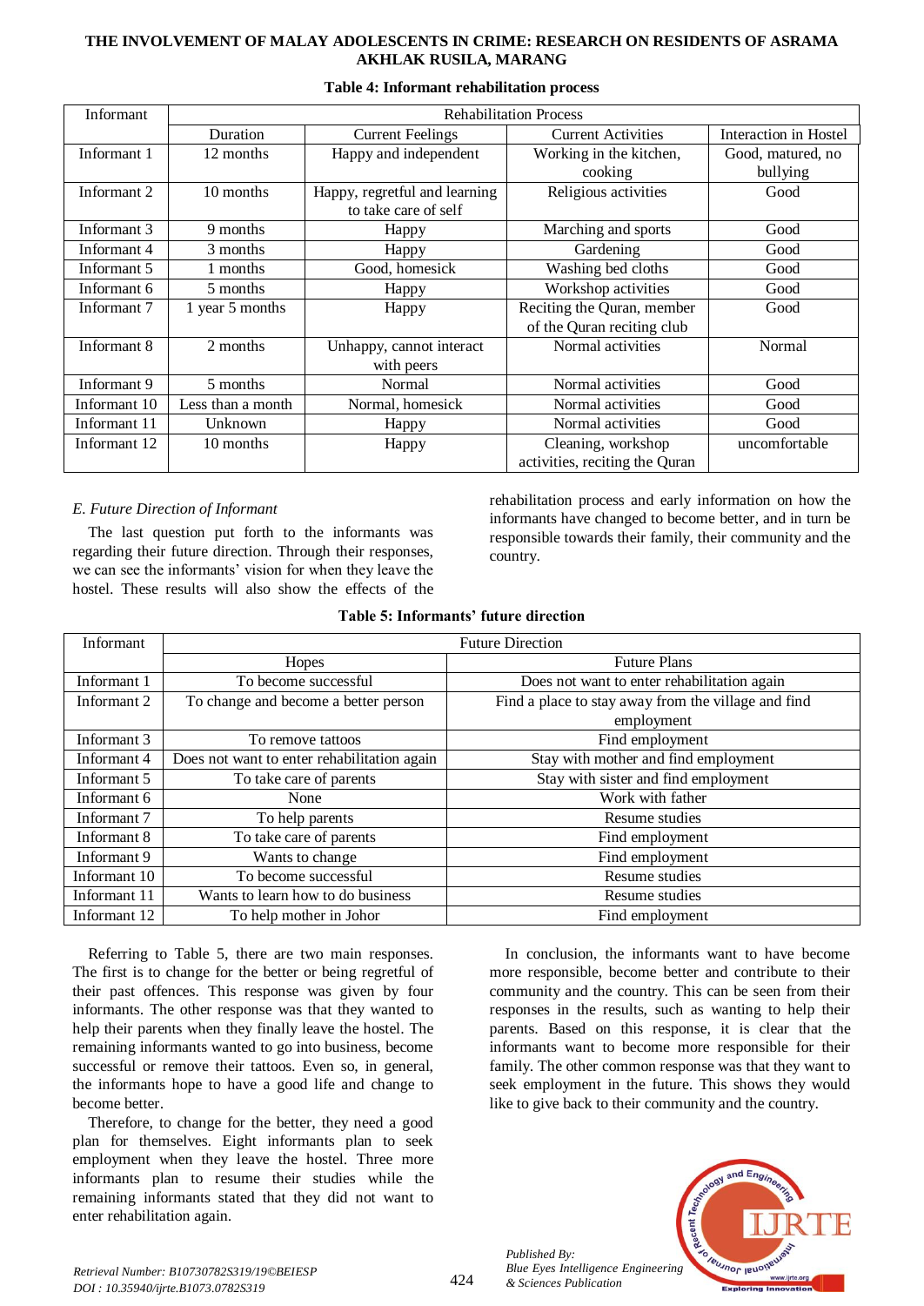**Table 4: Informant rehabilitation process**

| Informant | Rehabilitation Process | | | |
|---|---|---|---|---|
| | Duration | Current Feelings | Current Activities | Interaction in Hostel |
| Informant 1 | 12 months | Happy and independent | Working in the kitchen, cooking | Good, matured, no bullying |
| Informant 2 | 10 months | Happy, regretful and learning to take care of self | Religious activities | Good |
| Informant 3 | 9 months | Happy | Marching and sports | Good |
| Informant 4 | 3 months | Happy | Gardening | Good |
| Informant 5 | 1 months | Good, homesick | Washing bed cloths | Good |
| Informant 6 | 5 months | Happy | Workshop activities | Good |
| Informant 7 | 1 year 5 months | Happy | Reciting the Quran, member of the Quran reciting club | Good |
| Informant 8 | 2 months | Unhappy, cannot interact with peers | Normal activities | Normal |
| Informant 9 | 5 months | Normal | Normal activities | Good |
| Informant 10 | Less than a month | Normal, homesick | Normal activities | Good |
| Informant 11 | Unknown | Happy | Normal activities | Good |
| Informant 12 | 10 months | Happy | Cleaning, workshop activities, reciting the Quran | uncomfortable |

*E. Future Direction of Informant*

The last question put forth to the informants was regarding their future direction. Through their responses, we can see the informants' vision for when they leave the hostel. These results will also show the effects of the rehabilitation process and early information on how the informants have changed to become better, and in turn be responsible towards their family, their community and the country.

**Table 5: Informants' future direction**

| Informant | Future Direction | |
|---|---|---|
| | Hopes | Future Plans |
| Informant 1 | To become successful | Does not want to enter rehabilitation again |
| Informant 2 | To change and become a better person | Find a place to stay away from the village and find employment |
| Informant 3 | To remove tattoos | Find employment |
| Informant 4 | Does not want to enter rehabilitation again | Stay with mother and find employment |
| Informant 5 | To take care of parents | Stay with sister and find employment |
| Informant 6 | None | Work with father |
| Informant 7 | To help parents | Resume studies |
| Informant 8 | To take care of parents | Find employment |
| Informant 9 | Wants to change | Find employment |
| Informant 10 | To become successful | Resume studies |
| Informant 11 | Wants to learn how to do business | Resume studies |
| Informant 12 | To help mother in Johor | Find employment |

Referring to Table 5, there are two main responses. The first is to change for the better or being regretful of their past offences. This response was given by four informants. The other response was that they wanted to help their parents when they finally leave the hostel. The remaining informants wanted to go into business, become successful or remove their tattoos. Even so, in general, the informants hope to have a good life and change to become better.

Therefore, to change for the better, they need a good plan for themselves. Eight informants plan to seek employment when they leave the hostel. Three more informants plan to resume their studies while the remaining informants stated that they did not want to enter rehabilitation again.

In conclusion, the informants want to have become more responsible, become better and contribute to their community and the country. This can be seen from their responses in the results, such as wanting to help their parents. Based on this response, it is clear that the informants want to become more responsible for their family. The other common response was that they want to seek employment in the future. This shows they would like to give back to their community and the country.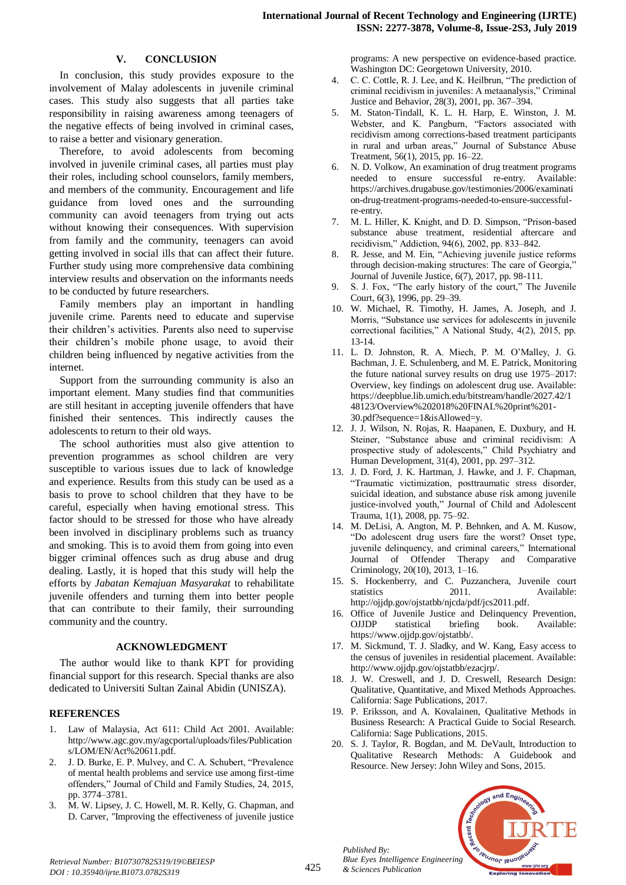## V. CONCLUSION

In conclusion, this study provides exposure to the involvement of Malay adolescents in juvenile criminal cases. This study also suggests that all parties take responsibility in raising awareness among teenagers of the negative effects of being involved in criminal cases, to raise a better and visionary generation.

Therefore, to avoid adolescents from becoming involved in juvenile criminal cases, all parties must play their roles, including school counselors, family members, and members of the community. Encouragement and life guidance from loved ones and the surrounding community can avoid teenagers from trying out acts without knowing their consequences. With supervision from family and the community, teenagers can avoid getting involved in social ills that can affect their future. Further study using more comprehensive data combining interview results and observation on the informants needs to be conducted by future researchers.

Family members play an important in handling juvenile crime. Parents need to educate and supervise their children's activities. Parents also need to supervise their children's mobile phone usage, to avoid their children being influenced by negative activities from the internet.

Support from the surrounding community is also an important element. Many studies find that communities are still hesitant in accepting juvenile offenders that have finished their sentences. This indirectly causes the adolescents to return to their old ways.

The school authorities must also give attention to prevention programmes as school children are very susceptible to various issues due to lack of knowledge and experience. Results from this study can be used as a basis to prove to school children that they have to be careful, especially when having emotional stress. This factor should to be stressed for those who have already been involved in disciplinary problems such as truancy and smoking. This is to avoid them from going into even bigger criminal offences such as drug abuse and drug dealing. Lastly, it is hoped that this study will help the efforts by *Jabatan Kemajuan Masyarakat* to rehabilitate juvenile offenders and turning them into better people that can contribute to their family, their surrounding community and the country.

## ACKNOWLEDGMENT

The author would like to thank KPT for providing financial support for this research. Special thanks are also dedicated to Universiti Sultan Zainal Abidin (UNISZA).

## REFERENCES

1. Law of Malaysia, Act 611: Child Act 2001. Available: http://www.agc.gov.my/agcportal/uploads/files/Publications/LOM/EN/Act%20611.pdf.
2. J. D. Burke, E. P. Mulvey, and C. A. Schubert, "Prevalence of mental health problems and service use among first-time offenders," Journal of Child and Family Studies, 24, 2015, pp. 3774–3781.
3. M. W. Lipsey, J. C. Howell, M. R. Kelly, G. Chapman, and D. Carver, "Improving the effectiveness of juvenile justice programs: A new perspective on evidence-based practice. Washington DC: Georgetown University, 2010.
4. C. C. Cottle, R. J. Lee, and K. Heilbrun, "The prediction of criminal recidivism in juveniles: A metaanalysis," Criminal Justice and Behavior, 28(3), 2001, pp. 367–394.
5. M. Staton-Tindall, K. L. H. Harp, E. Winston, J. M. Webster, and K. Pangburn, "Factors associated with recidivism among corrections-based treatment participants in rural and urban areas," Journal of Substance Abuse Treatment, 56(1), 2015, pp. 16–22.
6. N. D. Volkow, An examination of drug treatment programs needed to ensure successful re-entry. Available: https://archives.drugabuse.gov/testimonies/2006/examination-drug-treatment-programs-needed-to-ensure-successful-re-entry.
7. M. L. Hiller, K. Knight, and D. D. Simpson, "Prison-based substance abuse treatment, residential aftercare and recidivism," Addiction, 94(6), 2002, pp. 833–842.
8. R. Jesse, and M. Ein, "Achieving juvenile justice reforms through decision-making structures: The care of Georgia," Journal of Juvenile Justice, 6(7), 2017, pp. 98-111.
9. S. J. Fox, "The early history of the court," The Juvenile Court, 6(3), 1996, pp. 29–39.
10. W. Michael, R. Timothy, H. James, A. Joseph, and J. Morris, "Substance use services for adolescents in juvenile correctional facilities," A National Study, 4(2), 2015, pp. 13-14.
11. L. D. Johnston, R. A. Miech, P. M. O'Malley, J. G. Bachman, J. E. Schulenberg, and M. E. Patrick, Monitoring the future national survey results on drug use 1975–2017: Overview, key findings on adolescent drug use. Available: https://deepblue.lib.umich.edu/bitstream/handle/2027.42/148123/Overview%202018%20FINAL%20print%201-30.pdf?sequence=1&isAllowed=y.
12. J. J. Wilson, N. Rojas, R. Haapanen, E. Duxbury, and H. Steiner, "Substance abuse and criminal recidivism: A prospective study of adolescents," Child Psychiatry and Human Development, 31(4), 2001, pp. 297–312.
13. J. D. Ford, J. K. Hartman, J. Hawke, and J. F. Chapman, "Traumatic victimization, posttraumatic stress disorder, suicidal ideation, and substance abuse risk among juvenile justice-involved youth," Journal of Child and Adolescent Trauma, 1(1), 2008, pp. 75–92.
14. M. DeLisi, A. Angton, M. P. Behnken, and A. M. Kusow, "Do adolescent drug users fare the worst? Onset type, juvenile delinquency, and criminal careers," International Journal of Offender Therapy and Comparative Criminology, 20(10), 2013, 1–16.
15. S. Hockenberry, and C. Puzzanchera, Juvenile court statistics 2011. Available: http://ojjdp.gov/ojstatbb/njcda/pdf/jcs2011.pdf.
16. Office of Juvenile Justice and Delinquency Prevention, OJJDP statistical briefing book. Available: https://www.ojjdp.gov/ojstatbb/.
17. M. Sickmund, T. J. Sladky, and W. Kang, Easy access to the census of juveniles in residential placement. Available: http://www.ojjdp.gov/ojstatbb/ezacjrp/.
18. J. W. Creswell, and J. D. Creswell, Research Design: Qualitative, Quantitative, and Mixed Methods Approaches. California: Sage Publications, 2017.
19. P. Eriksson, and A. Kovalainen, Qualitative Methods in Business Research: A Practical Guide to Social Research. California: Sage Publications, 2015.
20. S. J. Taylor, R. Bogdan, and M. DeVault, Introduction to Qualitative Research Methods: A Guidebook and Resource. New Jersey: John Wiley and Sons, 2015.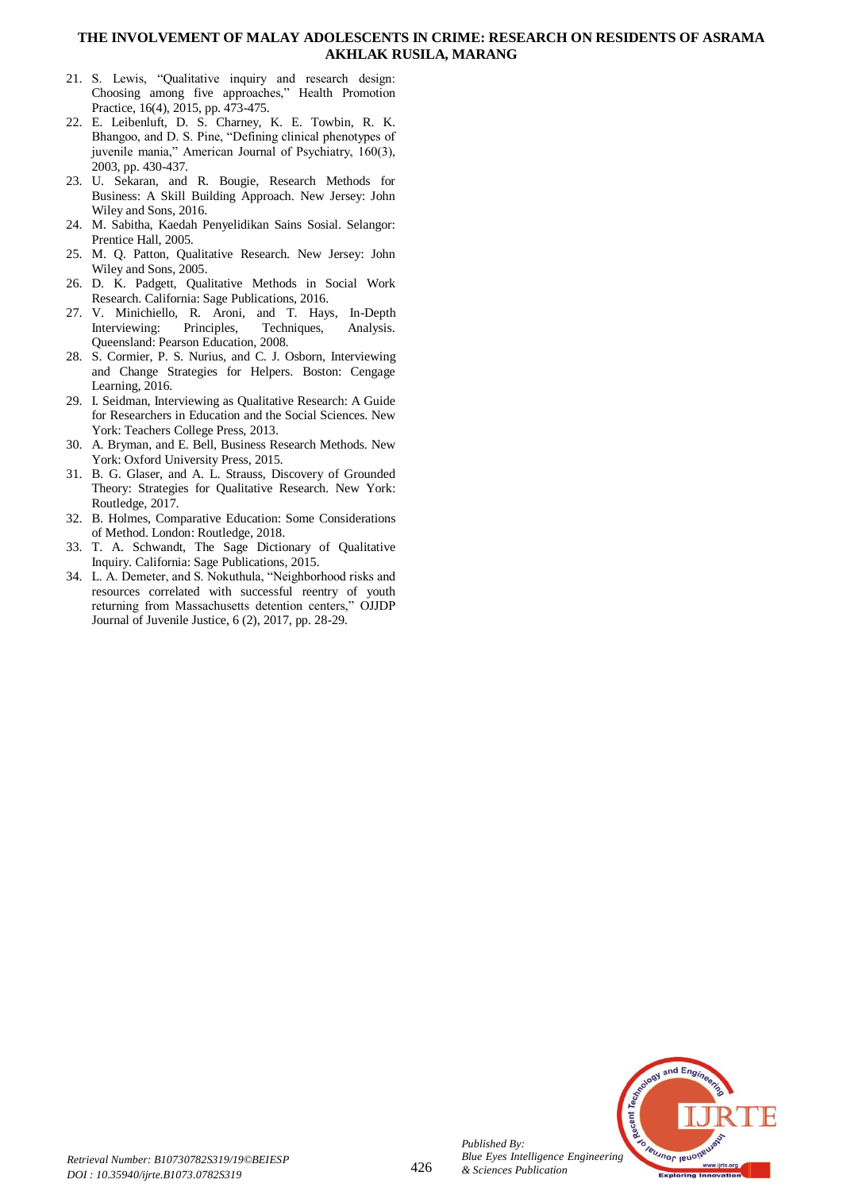21. S. Lewis, "Qualitative inquiry and research design: Choosing among five approaches," Health Promotion Practice, 16(4), 2015, pp. 473-475.
22. E. Leibenluft, D. S. Charney, K. E. Towbin, R. K. Bhangoo, and D. S. Pine, "Defining clinical phenotypes of juvenile mania," American Journal of Psychiatry, 160(3), 2003, pp. 430-437.
23. U. Sekaran, and R. Bougie, Research Methods for Business: A Skill Building Approach. New Jersey: John Wiley and Sons, 2016.
24. M. Sabitha, Kaedah Penyelidikan Sains Sosial. Selangor: Prentice Hall, 2005.
25. M. Q. Patton, Qualitative Research. New Jersey: John Wiley and Sons, 2005.
26. D. K. Padgett, Qualitative Methods in Social Work Research. California: Sage Publications, 2016.
27. V. Minichiello, R. Aroni, and T. Hays, In-Depth Interviewing: Principles, Techniques, Analysis. Queensland: Pearson Education, 2008.
28. S. Cormier, P. S. Nurius, and C. J. Osborn, Interviewing and Change Strategies for Helpers. Boston: Cengage Learning, 2016.
29. I. Seidman, Interviewing as Qualitative Research: A Guide for Researchers in Education and the Social Sciences. New York: Teachers College Press, 2013.
30. A. Bryman, and E. Bell, Business Research Methods. New York: Oxford University Press, 2015.
31. B. G. Glaser, and A. L. Strauss, Discovery of Grounded Theory: Strategies for Qualitative Research. New York: Routledge, 2017.
32. B. Holmes, Comparative Education: Some Considerations of Method. London: Routledge, 2018.
33. T. A. Schwandt, The Sage Dictionary of Qualitative Inquiry. California: Sage Publications, 2015.
34. L. A. Demeter, and S. Nokuthula, "Neighborhood risks and resources correlated with successful reentry of youth returning from Massachusetts detention centers," OJJDP Journal of Juvenile Justice, 6 (2), 2017, pp. 28-29.